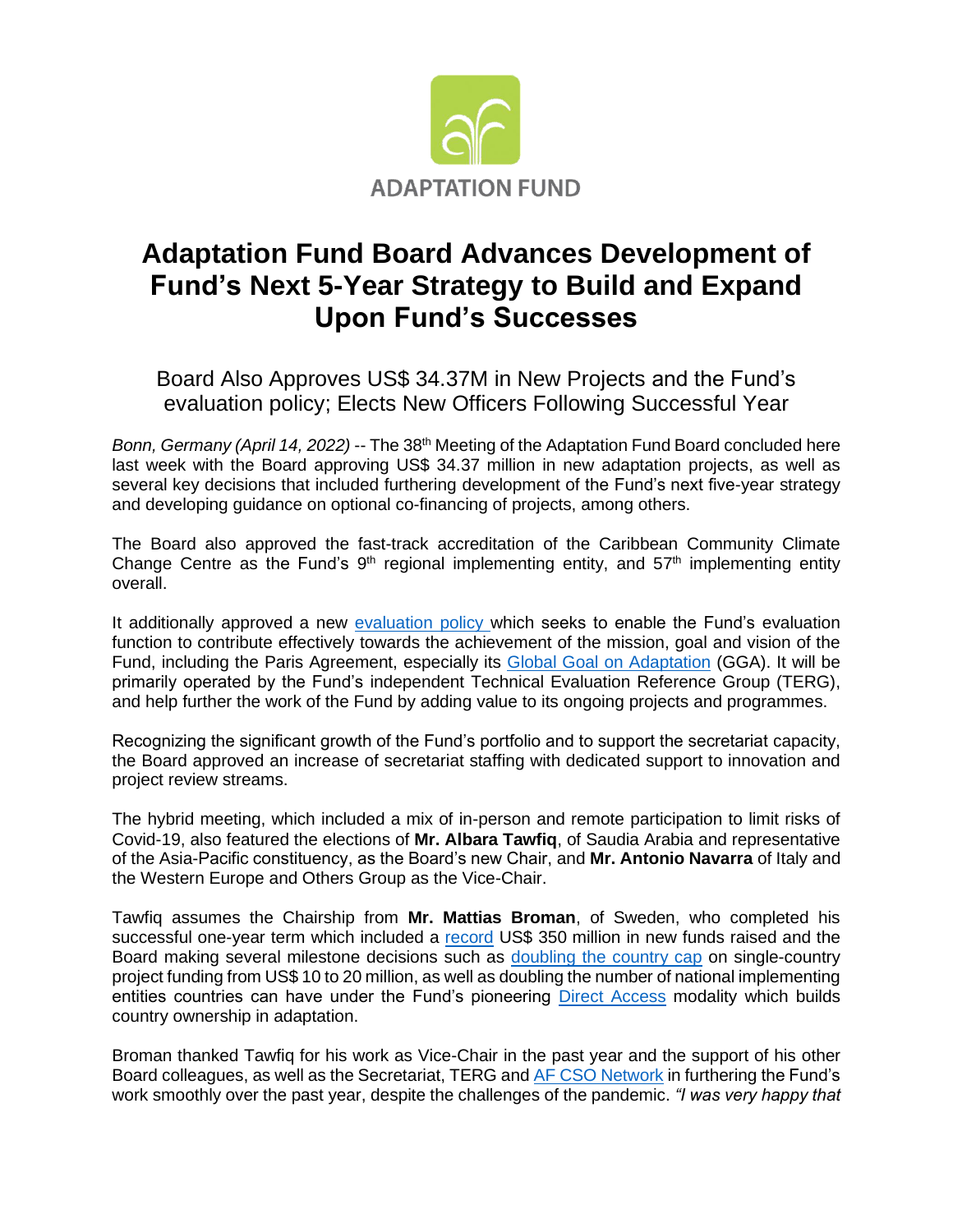ADAPTATION FUND

# Adaptation Fund Board Advances Development of Fund's Next 5-Year Strategy to Build and Expand Upon Fund's Successes

## Board Also Approves US$ 34.37M in New Projects and the Fund's evaluation policy; Elects New Officers Following Successful Year

*Bonn, Germany (April 14, 2022)* -- The 38th Meeting of the Adaptation Fund Board concluded here last week with the Board approving US$ 34.37 million in new adaptation projects, as well as several key decisions that included furthering development of the Fund's next five-year strategy and developing guidance on optional co-financing of projects, among others.

The Board also approved the fast-track accreditation of the Caribbean Community Climate Change Centre as the Fund's 9th regional implementing entity, and 57th implementing entity overall.

It additionally approved a new evaluation policy which seeks to enable the Fund's evaluation function to contribute effectively towards the achievement of the mission, goal and vision of the Fund, including the Paris Agreement, especially its Global Goal on Adaptation (GGA). It will be primarily operated by the Fund's independent Technical Evaluation Reference Group (TERG), and help further the work of the Fund by adding value to its ongoing projects and programmes.

Recognizing the significant growth of the Fund's portfolio and to support the secretariat capacity, the Board approved an increase of secretariat staffing with dedicated support to innovation and project review streams.

The hybrid meeting, which included a mix of in-person and remote participation to limit risks of Covid-19, also featured the elections of **Mr. Albara Tawfiq**, of Saudia Arabia and representative of the Asia-Pacific constituency, as the Board's new Chair, and **Mr. Antonio Navarra** of Italy and the Western Europe and Others Group as the Vice-Chair.

Tawfiq assumes the Chairship from **Mr. Mattias Broman**, of Sweden, who completed his successful one-year term which included a record US$ 350 million in new funds raised and the Board making several milestone decisions such as doubling the country cap on single-country project funding from US$ 10 to 20 million, as well as doubling the number of national implementing entities countries can have under the Fund's pioneering Direct Access modality which builds country ownership in adaptation.

Broman thanked Tawfiq for his work as Vice-Chair in the past year and the support of his other Board colleagues, as well as the Secretariat, TERG and AF CSO Network in furthering the Fund's work smoothly over the past year, despite the challenges of the pandemic. *"I was very happy that*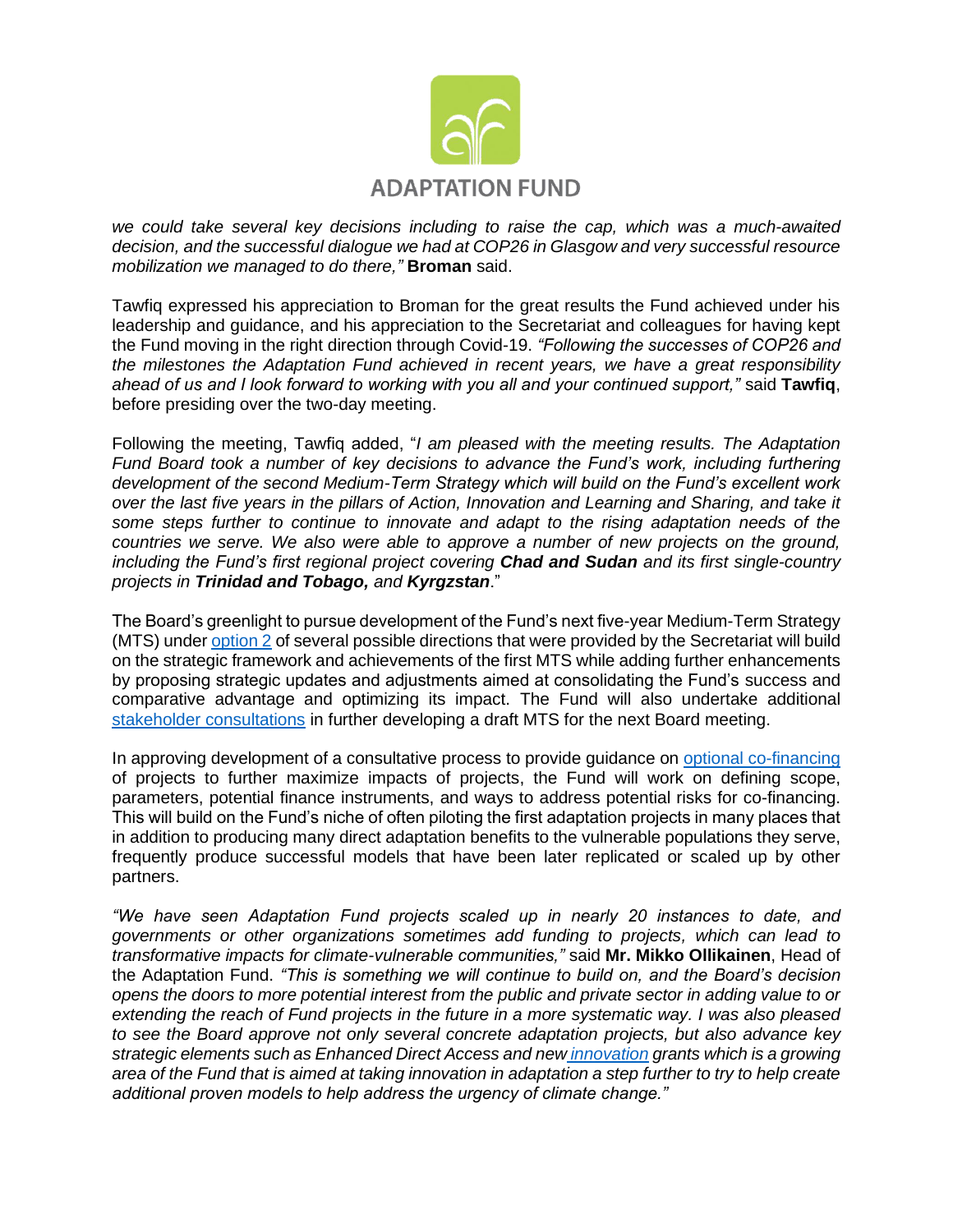*we could take several key decisions including to raise the cap, which was a much-awaited decision, and the successful dialogue we had at COP26 in Glasgow and very successful resource mobilization we managed to do there,"* **Broman** said.

Tawfiq expressed his appreciation to Broman for the great results the Fund achieved under his leadership and guidance, and his appreciation to the Secretariat and colleagues for having kept the Fund moving in the right direction through Covid-19. *"Following the successes of COP26 and the milestones the Adaptation Fund achieved in recent years, we have a great responsibility ahead of us and I look forward to working with you all and your continued support,"* said **Tawfiq**, before presiding over the two-day meeting.

Following the meeting, Tawfiq added, "*I am pleased with the meeting results. The Adaptation Fund Board took a number of key decisions to advance the Fund's work, including furthering development of the second Medium-Term Strategy which will build on the Fund's excellent work over the last five years in the pillars of Action, Innovation and Learning and Sharing, and take it some steps further to continue to innovate and adapt to the rising adaptation needs of the countries we serve. We also were able to approve a number of new projects on the ground, including the Fund's first regional project covering* ***Chad and Sudan*** *and its first single-country projects in* ***Trinidad and Tobago,*** *and* ***Kyrgzstan***."

The Board's greenlight to pursue development of the Fund's next five-year Medium-Term Strategy (MTS) under option 2 of several possible directions that were provided by the Secretariat will build on the strategic framework and achievements of the first MTS while adding further enhancements by proposing strategic updates and adjustments aimed at consolidating the Fund's success and comparative advantage and optimizing its impact. The Fund will also undertake additional stakeholder consultations in further developing a draft MTS for the next Board meeting.

In approving development of a consultative process to provide guidance on optional co-financing of projects to further maximize impacts of projects, the Fund will work on defining scope, parameters, potential finance instruments, and ways to address potential risks for co-financing. This will build on the Fund's niche of often piloting the first adaptation projects in many places that in addition to producing many direct adaptation benefits to the vulnerable populations they serve, frequently produce successful models that have been later replicated or scaled up by other partners.

*"We have seen Adaptation Fund projects scaled up in nearly 20 instances to date, and governments or other organizations sometimes add funding to projects, which can lead to transformative impacts for climate-vulnerable communities,"* said **Mr. Mikko Ollikainen**, Head of the Adaptation Fund. *"This is something we will continue to build on, and the Board's decision opens the doors to more potential interest from the public and private sector in adding value to or extending the reach of Fund projects in the future in a more systematic way. I was also pleased to see the Board approve not only several concrete adaptation projects, but also advance key strategic elements such as Enhanced Direct Access and new innovation grants which is a growing area of the Fund that is aimed at taking innovation in adaptation a step further to try to help create additional proven models to help address the urgency of climate change."*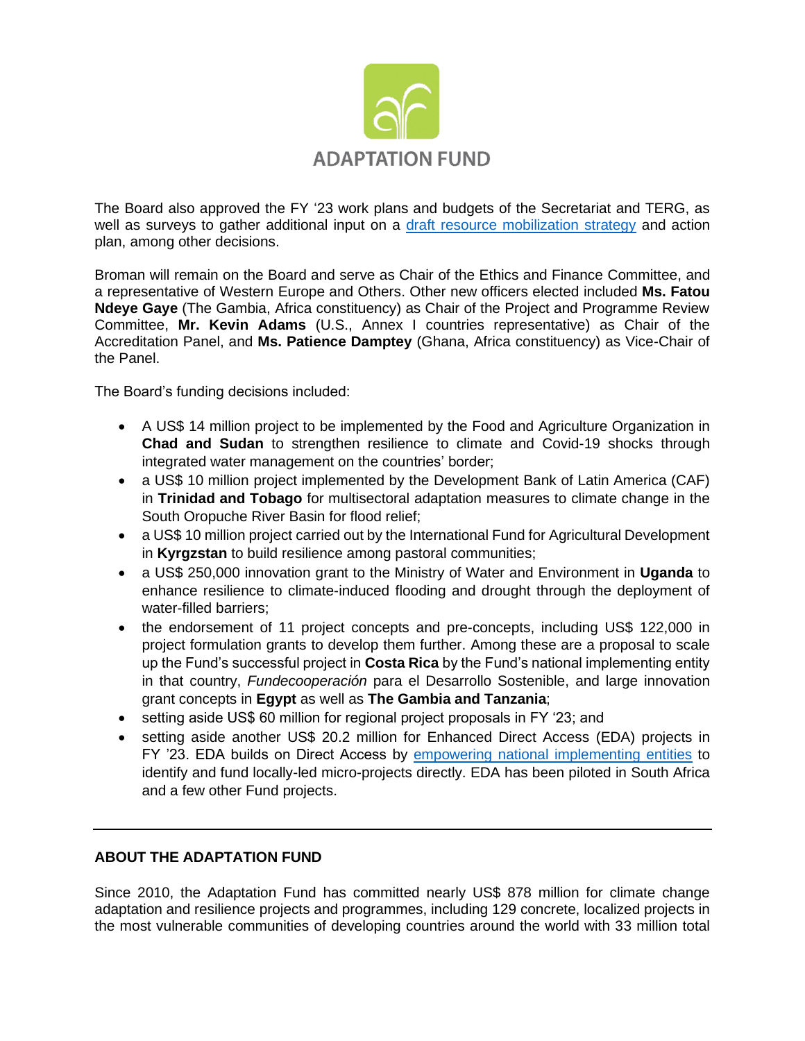The Board also approved the FY '23 work plans and budgets of the Secretariat and TERG, as well as surveys to gather additional input on a [draft resource mobilization strategy]() and action plan, among other decisions.

Broman will remain on the Board and serve as Chair of the Ethics and Finance Committee, and a representative of Western Europe and Others. Other new officers elected included **Ms. Fatou Ndeye Gaye** (The Gambia, Africa constituency) as Chair of the Project and Programme Review Committee, **Mr. Kevin Adams** (U.S., Annex I countries representative) as Chair of the Accreditation Panel, and **Ms. Patience Damptey** (Ghana, Africa constituency) as Vice-Chair of the Panel.

The Board's funding decisions included:

- A US$ 14 million project to be implemented by the Food and Agriculture Organization in **Chad and Sudan** to strengthen resilience to climate and Covid-19 shocks through integrated water management on the countries' border;
- a US$ 10 million project implemented by the Development Bank of Latin America (CAF) in **Trinidad and Tobago** for multisectoral adaptation measures to climate change in the South Oropuche River Basin for flood relief;
- a US$ 10 million project carried out by the International Fund for Agricultural Development in **Kyrgzstan** to build resilience among pastoral communities;
- a US$ 250,000 innovation grant to the Ministry of Water and Environment in **Uganda** to enhance resilience to climate-induced flooding and drought through the deployment of water-filled barriers;
- the endorsement of 11 project concepts and pre-concepts, including US$ 122,000 in project formulation grants to develop them further. Among these are a proposal to scale up the Fund's successful project in **Costa Rica** by the Fund's national implementing entity in that country, *Fundecooperación* para el Desarrollo Sostenible, and large innovation grant concepts in **Egypt** as well as **The Gambia and Tanzania**;
- setting aside US$ 60 million for regional project proposals in FY '23; and
- setting aside another US$ 20.2 million for Enhanced Direct Access (EDA) projects in FY '23. EDA builds on Direct Access by [empowering national implementing entities]() to identify and fund locally-led micro-projects directly. EDA has been piloted in South Africa and a few other Fund projects.

---

**ABOUT THE ADAPTATION FUND**

Since 2010, the Adaptation Fund has committed nearly US$ 878 million for climate change adaptation and resilience projects and programmes, including 129 concrete, localized projects in the most vulnerable communities of developing countries around the world with 33 million total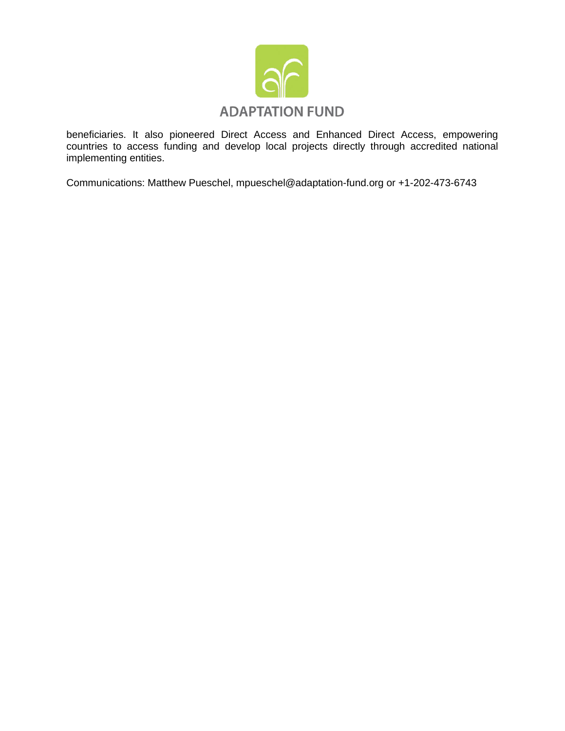beneficiaries. It also pioneered Direct Access and Enhanced Direct Access, empowering countries to access funding and develop local projects directly through accredited national implementing entities.

Communications: Matthew Pueschel, mpueschel@adaptation-fund.org or +1-202-473-6743